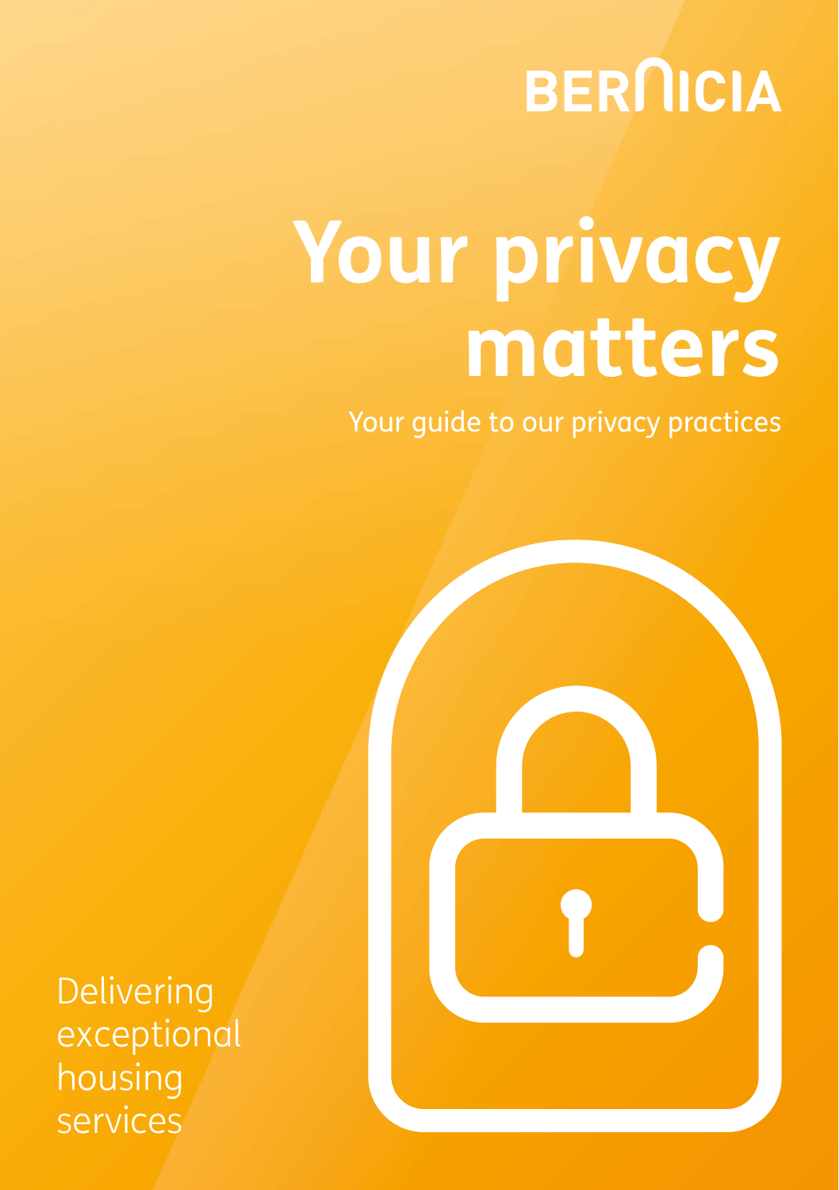BERNICIA

# Your privacy matters

Your guide to our privacy practices

Delivering exceptional housing services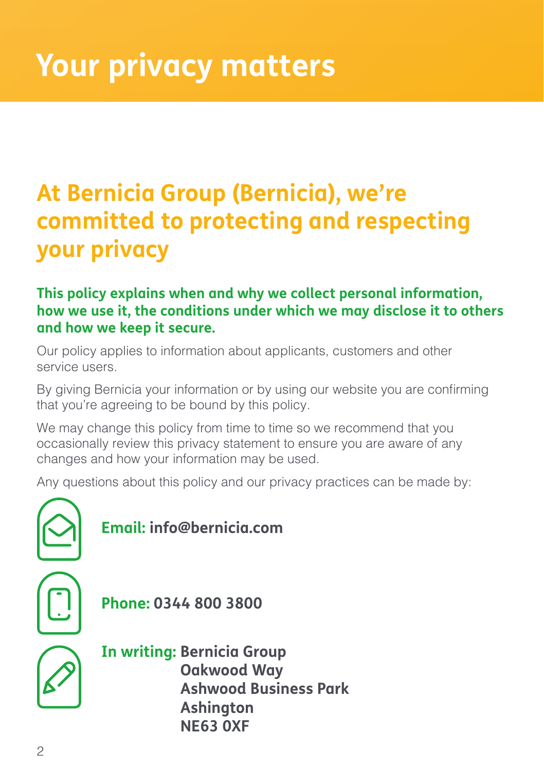# Your privacy matters

## At Bernicia Group (Bernicia), we're committed to protecting and respecting your privacy

**This policy explains when and why we collect personal information, how we use it, the conditions under which we may disclose it to others and how we keep it secure.**

Our policy applies to information about applicants, customers and other service users.

By giving Bernicia your information or by using our website you are confirming that you're agreeing to be bound by this policy.

We may change this policy from time to time so we recommend that you occasionally review this privacy statement to ensure you are aware of any changes and how your information may be used.

Any questions about this policy and our privacy practices can be made by:

**Email: info@bernicia.com**

**Phone: 0344 800 3800**

**In writing: Bernicia Group**
**Oakwood Way**
**Ashwood Business Park**
**Ashington**
**NE63 0XF**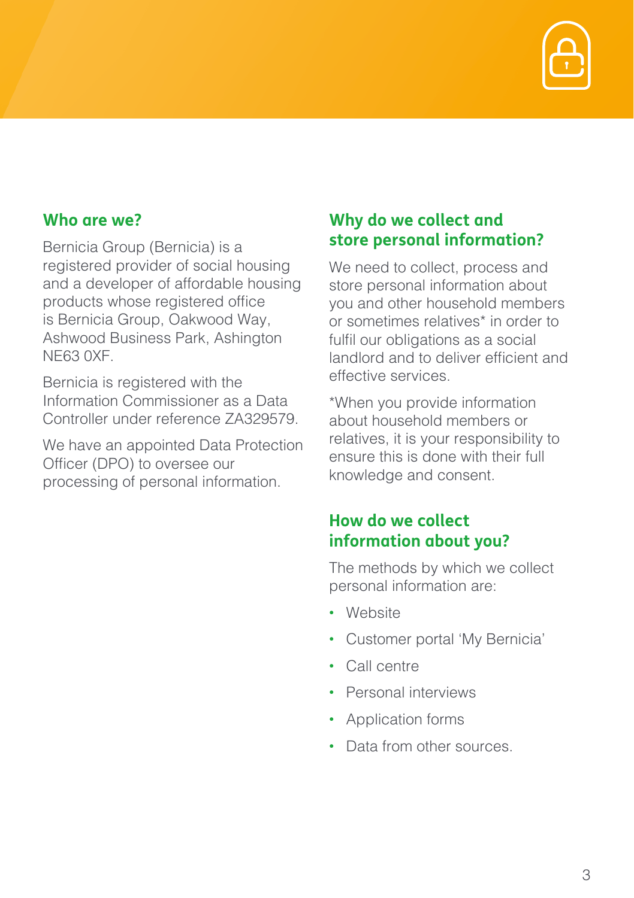## Who are we?

Bernicia Group (Bernicia) is a registered provider of social housing and a developer of affordable housing products whose registered office is Bernicia Group, Oakwood Way, Ashwood Business Park, Ashington NE63 0XF.

Bernicia is registered with the Information Commissioner as a Data Controller under reference ZA329579.

We have an appointed Data Protection Officer (DPO) to oversee our processing of personal information.

## Why do we collect and store personal information?

We need to collect, process and store personal information about you and other household members or sometimes relatives* in order to fulfil our obligations as a social landlord and to deliver efficient and effective services.

*When you provide information about household members or relatives, it is your responsibility to ensure this is done with their full knowledge and consent.

## How do we collect information about you?

The methods by which we collect personal information are:

- Website
- Customer portal 'My Bernicia'
- Call centre
- Personal interviews
- Application forms
- Data from other sources.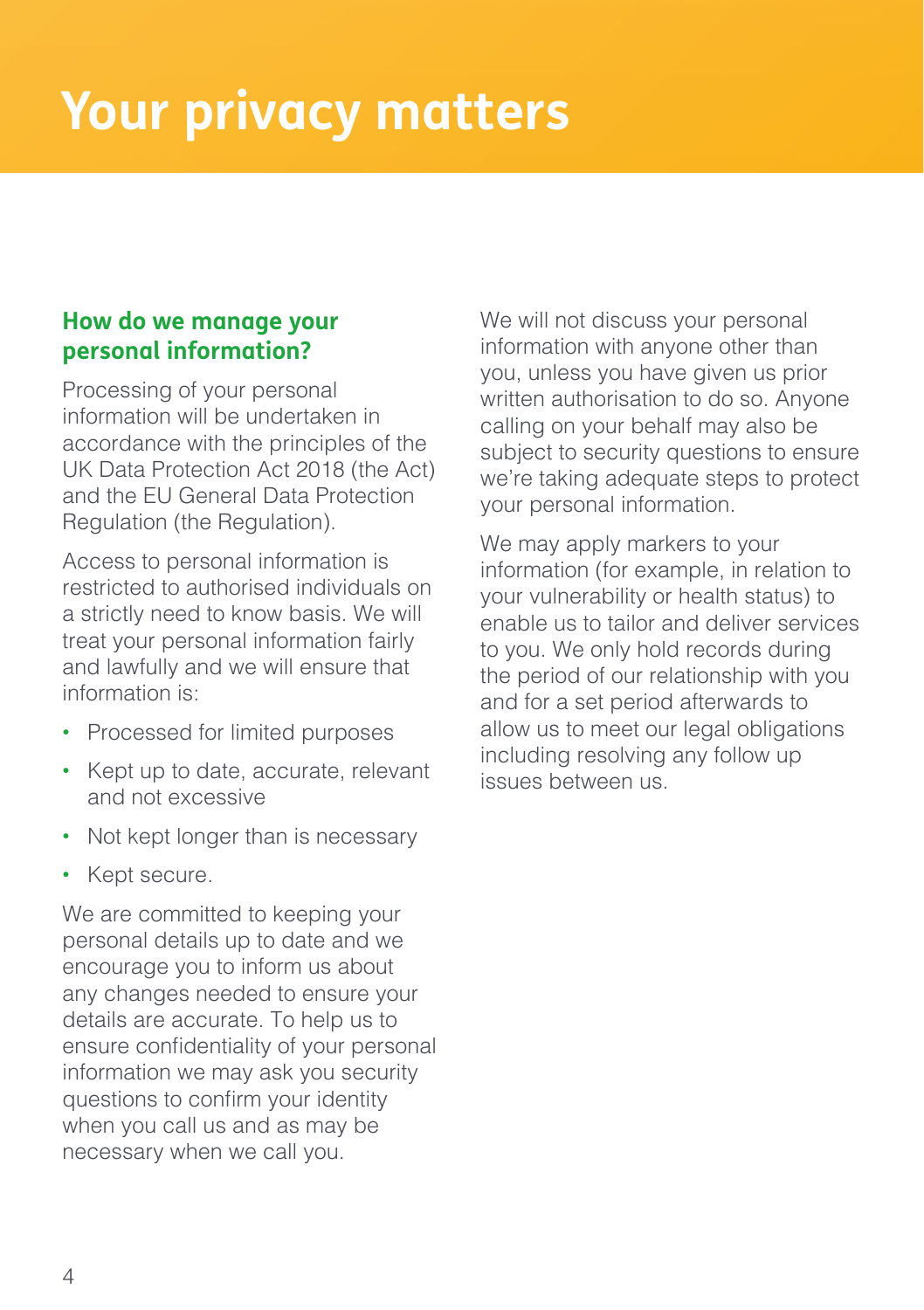# Your privacy matters

## How do we manage your personal information?

Processing of your personal information will be undertaken in accordance with the principles of the UK Data Protection Act 2018 (the Act) and the EU General Data Protection Regulation (the Regulation).

Access to personal information is restricted to authorised individuals on a strictly need to know basis. We will treat your personal information fairly and lawfully and we will ensure that information is:

- Processed for limited purposes
- Kept up to date, accurate, relevant and not excessive
- Not kept longer than is necessary
- Kept secure.

We are committed to keeping your personal details up to date and we encourage you to inform us about any changes needed to ensure your details are accurate. To help us to ensure confidentiality of your personal information we may ask you security questions to confirm your identity when you call us and as may be necessary when we call you.

We will not discuss your personal information with anyone other than you, unless you have given us prior written authorisation to do so. Anyone calling on your behalf may also be subject to security questions to ensure we're taking adequate steps to protect your personal information.

We may apply markers to your information (for example, in relation to your vulnerability or health status) to enable us to tailor and deliver services to you. We only hold records during the period of our relationship with you and for a set period afterwards to allow us to meet our legal obligations including resolving any follow up issues between us.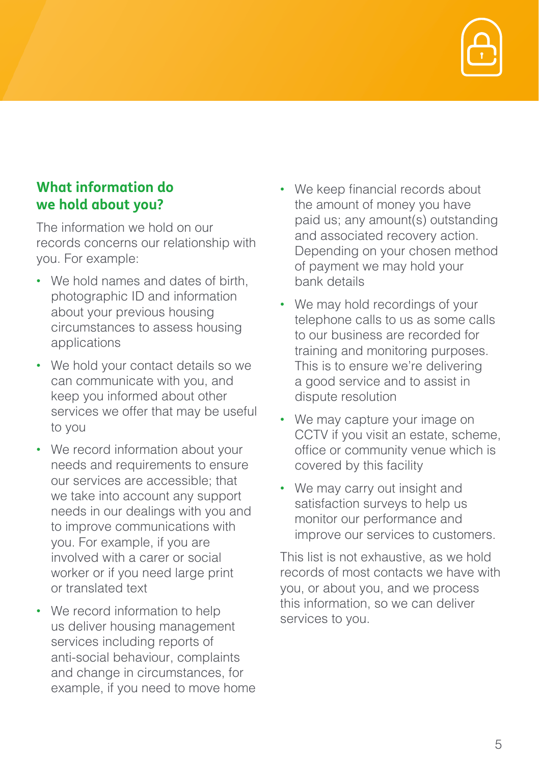## What information do we hold about you?

The information we hold on our records concerns our relationship with you. For example:

- We hold names and dates of birth, photographic ID and information about your previous housing circumstances to assess housing applications
- We hold your contact details so we can communicate with you, and keep you informed about other services we offer that may be useful to you
- We record information about your needs and requirements to ensure our services are accessible; that we take into account any support needs in our dealings with you and to improve communications with you. For example, if you are involved with a carer or social worker or if you need large print or translated text
- We record information to help us deliver housing management services including reports of anti-social behaviour, complaints and change in circumstances, for example, if you need to move home
- We keep financial records about the amount of money you have paid us; any amount(s) outstanding and associated recovery action. Depending on your chosen method of payment we may hold your bank details
- We may hold recordings of your telephone calls to us as some calls to our business are recorded for training and monitoring purposes. This is to ensure we're delivering a good service and to assist in dispute resolution
- We may capture your image on CCTV if you visit an estate, scheme, office or community venue which is covered by this facility
- We may carry out insight and satisfaction surveys to help us monitor our performance and improve our services to customers.

This list is not exhaustive, as we hold records of most contacts we have with you, or about you, and we process this information, so we can deliver services to you.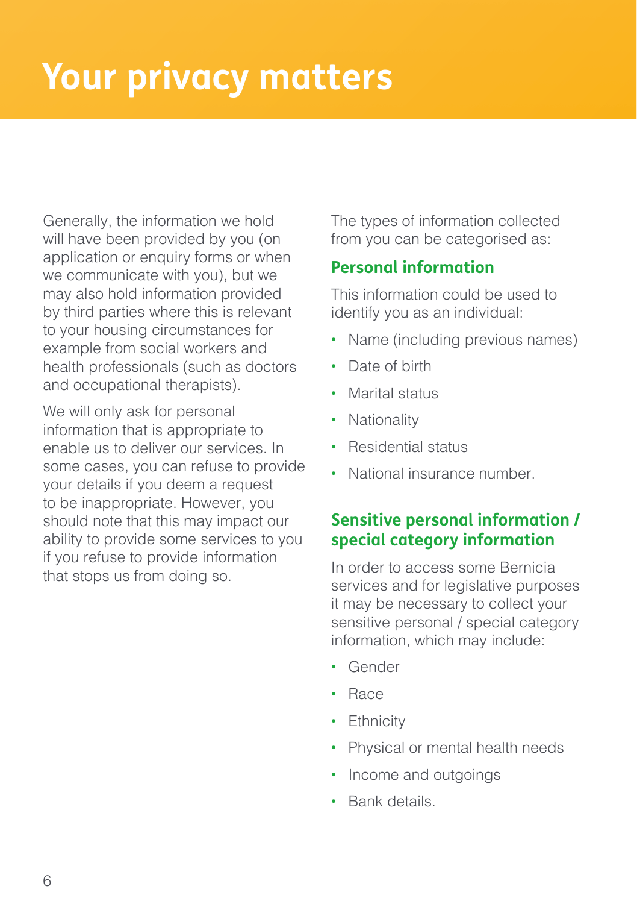# Your privacy matters

Generally, the information we hold will have been provided by you (on application or enquiry forms or when we communicate with you), but we may also hold information provided by third parties where this is relevant to your housing circumstances for example from social workers and health professionals (such as doctors and occupational therapists).

We will only ask for personal information that is appropriate to enable us to deliver our services. In some cases, you can refuse to provide your details if you deem a request to be inappropriate. However, you should note that this may impact our ability to provide some services to you if you refuse to provide information that stops us from doing so.

The types of information collected from you can be categorised as:

## Personal information

This information could be used to identify you as an individual:

- Name (including previous names)
- Date of birth
- Marital status
- Nationality
- Residential status
- National insurance number.

## Sensitive personal information / special category information

In order to access some Bernicia services and for legislative purposes it may be necessary to collect your sensitive personal / special category information, which may include:

- Gender
- Race
- Ethnicity
- Physical or mental health needs
- Income and outgoings
- Bank details.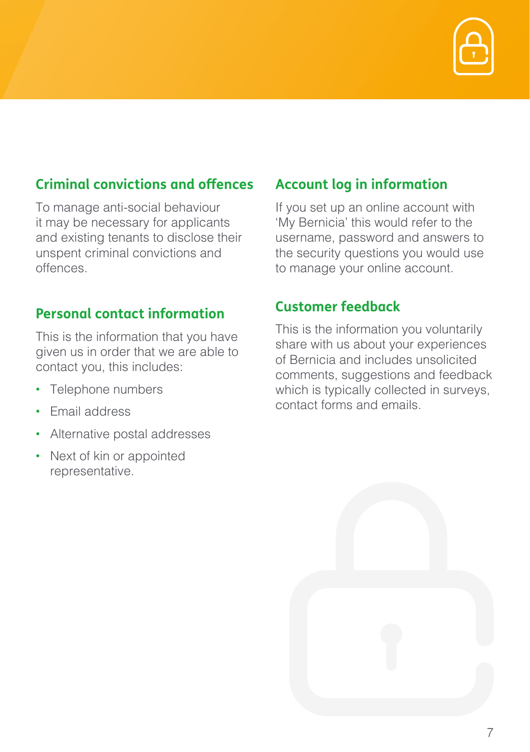### Criminal convictions and offences

To manage anti-social behaviour it may be necessary for applicants and existing tenants to disclose their unspent criminal convictions and offences.

### Personal contact information

This is the information that you have given us in order that we are able to contact you, this includes:

- Telephone numbers
- Email address
- Alternative postal addresses
- Next of kin or appointed representative.

### Account log in information

If you set up an online account with 'My Bernicia' this would refer to the username, password and answers to the security questions you would use to manage your online account.

### Customer feedback

This is the information you voluntarily share with us about your experiences of Bernicia and includes unsolicited comments, suggestions and feedback which is typically collected in surveys, contact forms and emails.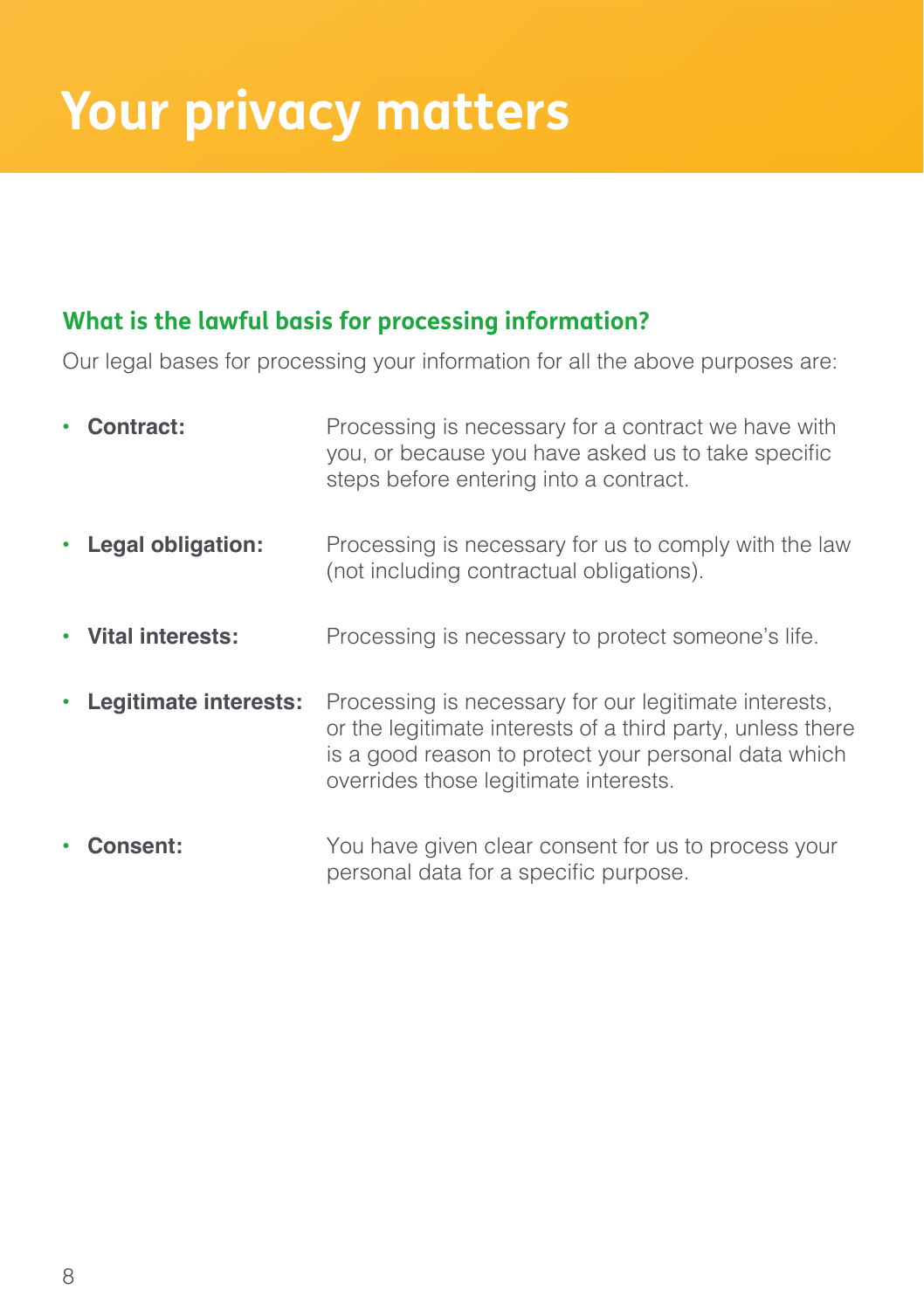# Your privacy matters

## What is the lawful basis for processing information?

Our legal bases for processing your information for all the above purposes are:

- **Contract:** Processing is necessary for a contract we have with you, or because you have asked us to take specific steps before entering into a contract.
- **Legal obligation:** Processing is necessary for us to comply with the law (not including contractual obligations).
- **Vital interests:** Processing is necessary to protect someone's life.
- **Legitimate interests:** Processing is necessary for our legitimate interests, or the legitimate interests of a third party, unless there is a good reason to protect your personal data which overrides those legitimate interests.
- **Consent:** You have given clear consent for us to process your personal data for a specific purpose.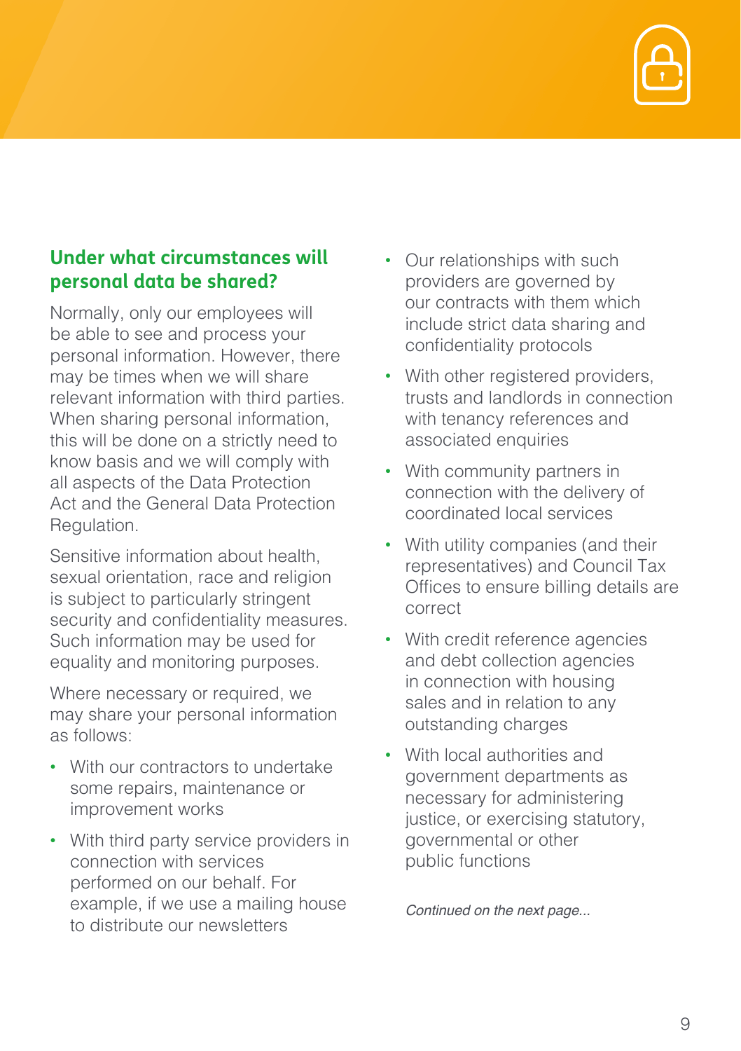## Under what circumstances will personal data be shared?

Normally, only our employees will be able to see and process your personal information. However, there may be times when we will share relevant information with third parties. When sharing personal information, this will be done on a strictly need to know basis and we will comply with all aspects of the Data Protection Act and the General Data Protection Regulation.

Sensitive information about health, sexual orientation, race and religion is subject to particularly stringent security and confidentiality measures. Such information may be used for equality and monitoring purposes.

Where necessary or required, we may share your personal information as follows:

- With our contractors to undertake some repairs, maintenance or improvement works
- With third party service providers in connection with services performed on our behalf. For example, if we use a mailing house to distribute our newsletters
- Our relationships with such providers are governed by our contracts with them which include strict data sharing and confidentiality protocols
- With other registered providers, trusts and landlords in connection with tenancy references and associated enquiries
- With community partners in connection with the delivery of coordinated local services
- With utility companies (and their representatives) and Council Tax Offices to ensure billing details are correct
- With credit reference agencies and debt collection agencies in connection with housing sales and in relation to any outstanding charges
- With local authorities and government departments as necessary for administering justice, or exercising statutory, governmental or other public functions

*Continued on the next page...*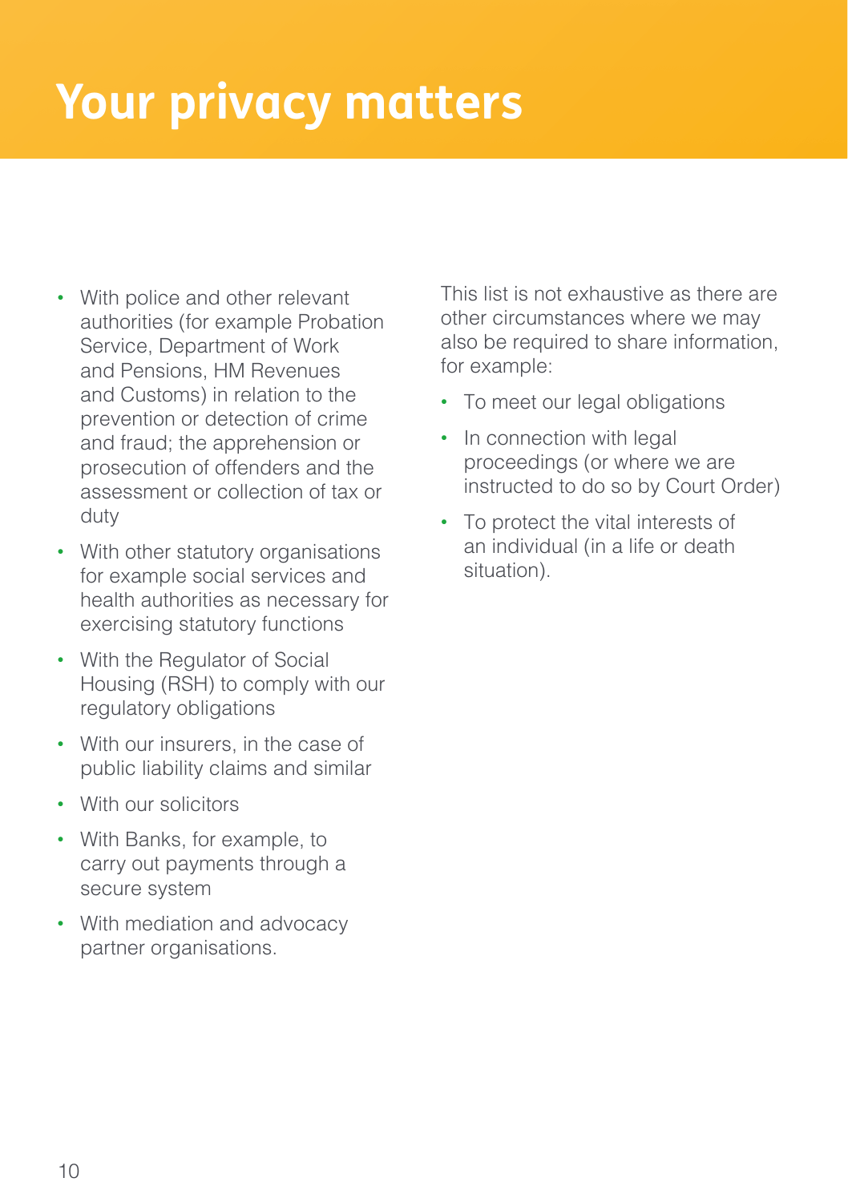# Your privacy matters

- With police and other relevant authorities (for example Probation Service, Department of Work and Pensions, HM Revenues and Customs) in relation to the prevention or detection of crime and fraud; the apprehension or prosecution of offenders and the assessment or collection of tax or duty
- With other statutory organisations for example social services and health authorities as necessary for exercising statutory functions
- With the Regulator of Social Housing (RSH) to comply with our regulatory obligations
- With our insurers, in the case of public liability claims and similar
- With our solicitors
- With Banks, for example, to carry out payments through a secure system
- With mediation and advocacy partner organisations.

This list is not exhaustive as there are other circumstances where we may also be required to share information, for example:

- To meet our legal obligations
- In connection with legal proceedings (or where we are instructed to do so by Court Order)
- To protect the vital interests of an individual (in a life or death situation).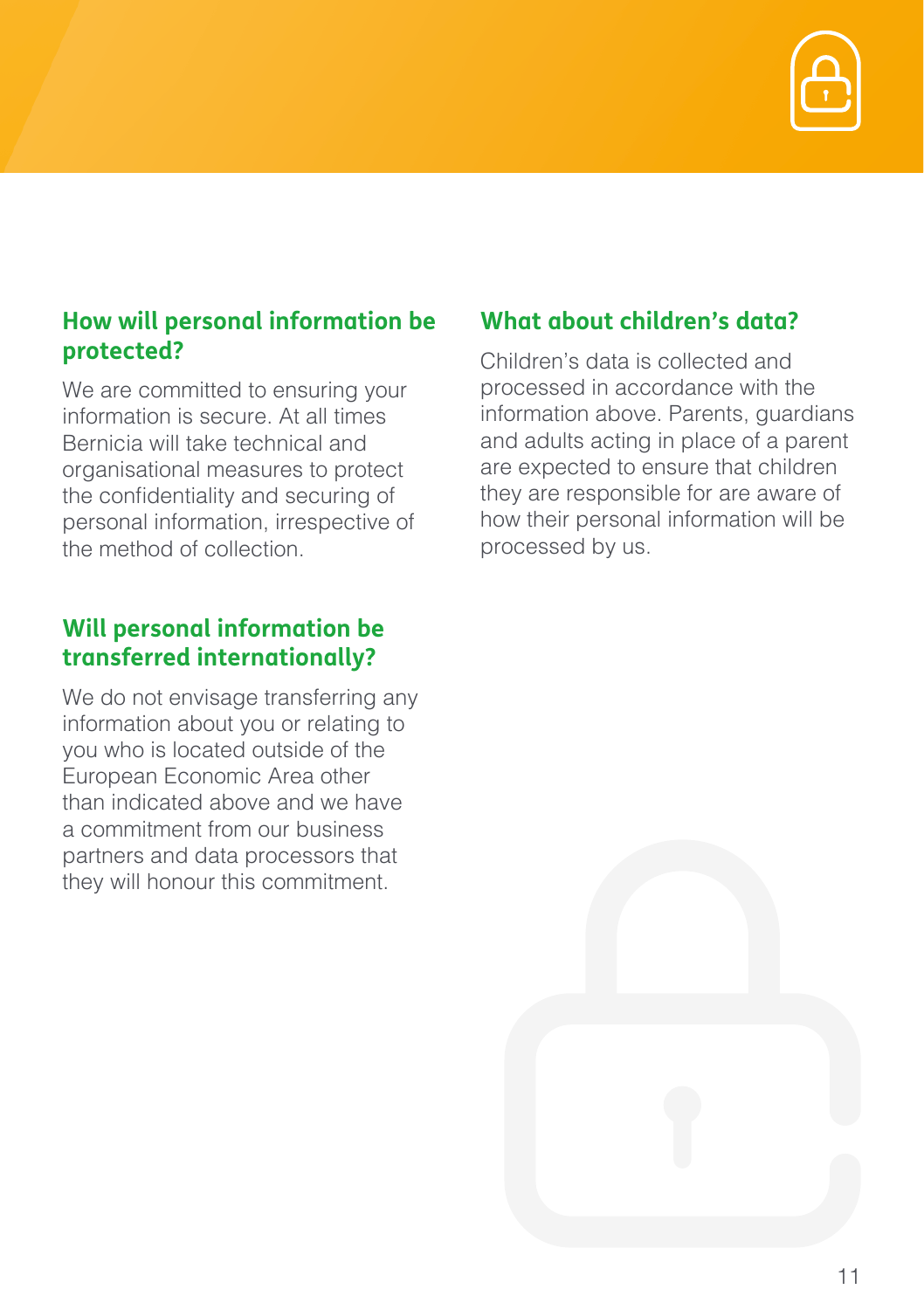## How will personal information be protected?

We are committed to ensuring your information is secure. At all times Bernicia will take technical and organisational measures to protect the confidentiality and securing of personal information, irrespective of the method of collection.

## Will personal information be transferred internationally?

We do not envisage transferring any information about you or relating to you who is located outside of the European Economic Area other than indicated above and we have a commitment from our business partners and data processors that they will honour this commitment.

## What about children's data?

Children's data is collected and processed in accordance with the information above. Parents, guardians and adults acting in place of a parent are expected to ensure that children they are responsible for are aware of how their personal information will be processed by us.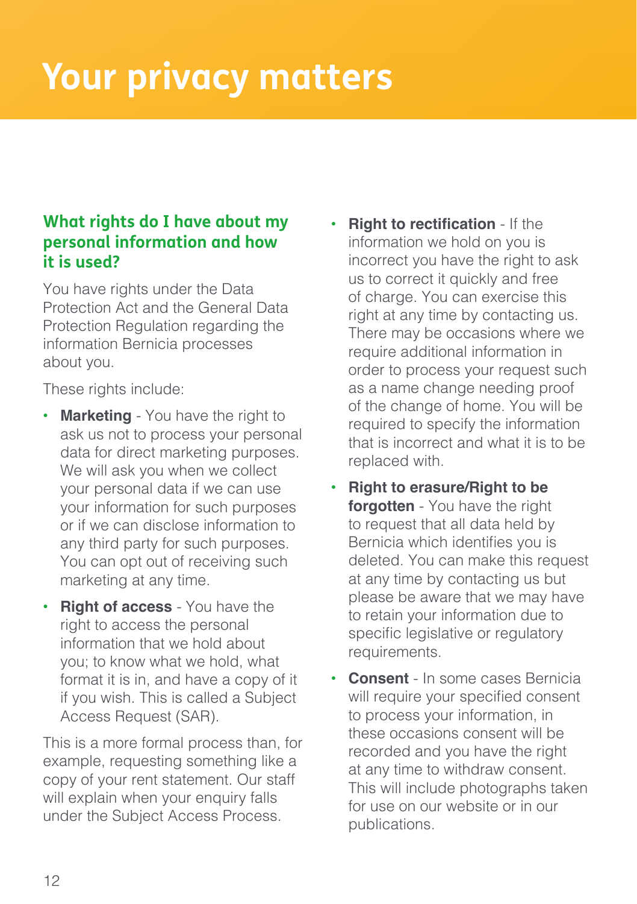# Your privacy matters

## What rights do I have about my personal information and how it is used?

You have rights under the Data Protection Act and the General Data Protection Regulation regarding the information Bernicia processes about you.

These rights include:

- **Marketing** - You have the right to ask us not to process your personal data for direct marketing purposes. We will ask you when we collect your personal data if we can use your information for such purposes or if we can disclose information to any third party for such purposes. You can opt out of receiving such marketing at any time.
- **Right of access** - You have the right to access the personal information that we hold about you; to know what we hold, what format it is in, and have a copy of it if you wish. This is called a Subject Access Request (SAR).

This is a more formal process than, for example, requesting something like a copy of your rent statement. Our staff will explain when your enquiry falls under the Subject Access Process.

- **Right to rectification** - If the information we hold on you is incorrect you have the right to ask us to correct it quickly and free of charge. You can exercise this right at any time by contacting us. There may be occasions where we require additional information in order to process your request such as a name change needing proof of the change of home. You will be required to specify the information that is incorrect and what it is to be replaced with.
- **Right to erasure/Right to be forgotten** - You have the right to request that all data held by Bernicia which identifies you is deleted. You can make this request at any time by contacting us but please be aware that we may have to retain your information due to specific legislative or regulatory requirements.
- **Consent** - In some cases Bernicia will require your specified consent to process your information, in these occasions consent will be recorded and you have the right at any time to withdraw consent. This will include photographs taken for use on our website or in our publications.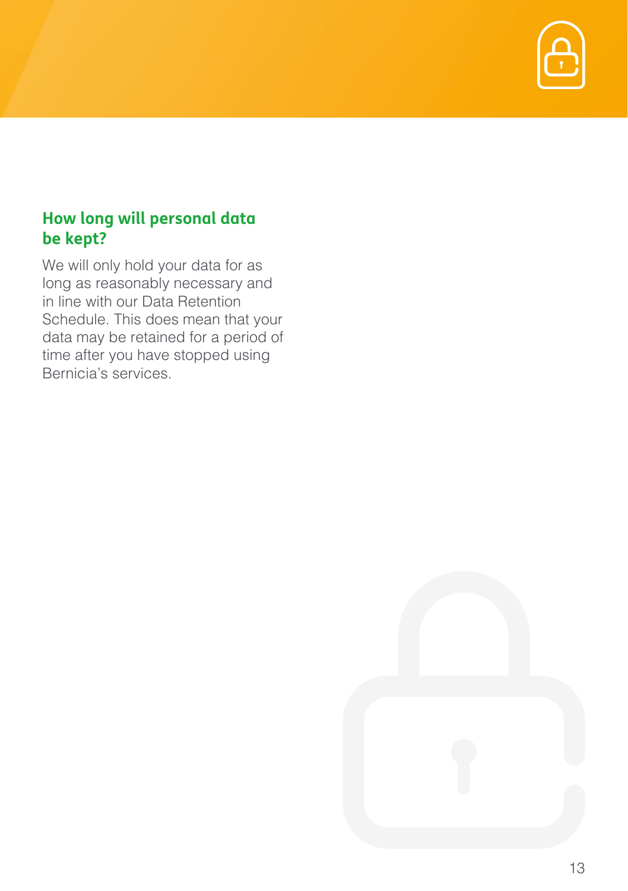## How long will personal data be kept?

We will only hold your data for as long as reasonably necessary and in line with our Data Retention Schedule. This does mean that your data may be retained for a period of time after you have stopped using Bernicia's services.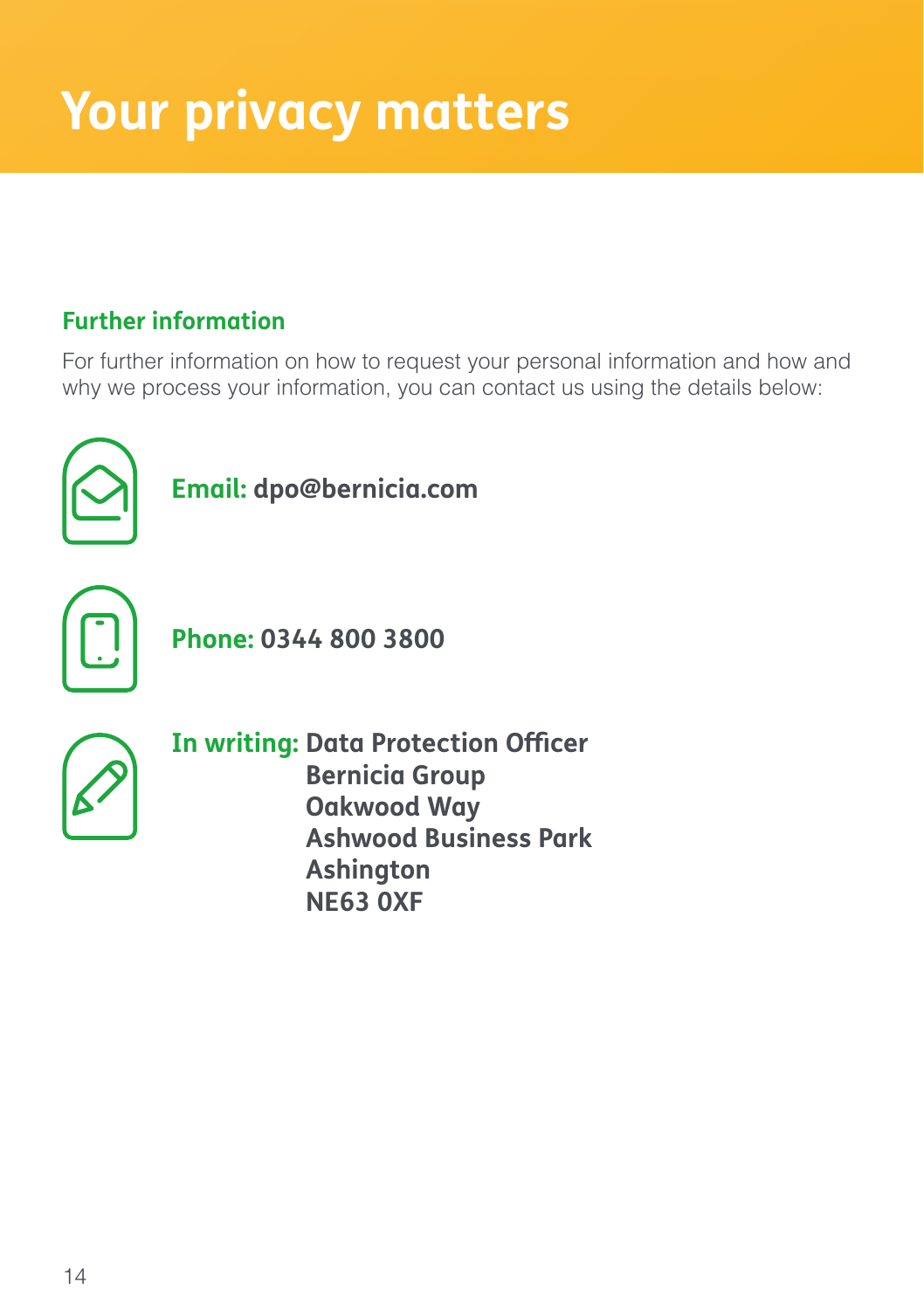# Your privacy matters

## Further information

For further information on how to request your personal information and how and why we process your information, you can contact us using the details below:

**Email: dpo@bernicia.com**

**Phone: 0344 800 3800**

**In writing: Data Protection Officer**
**Bernicia Group**
**Oakwood Way**
**Ashwood Business Park**
**Ashington**
**NE63 0XF**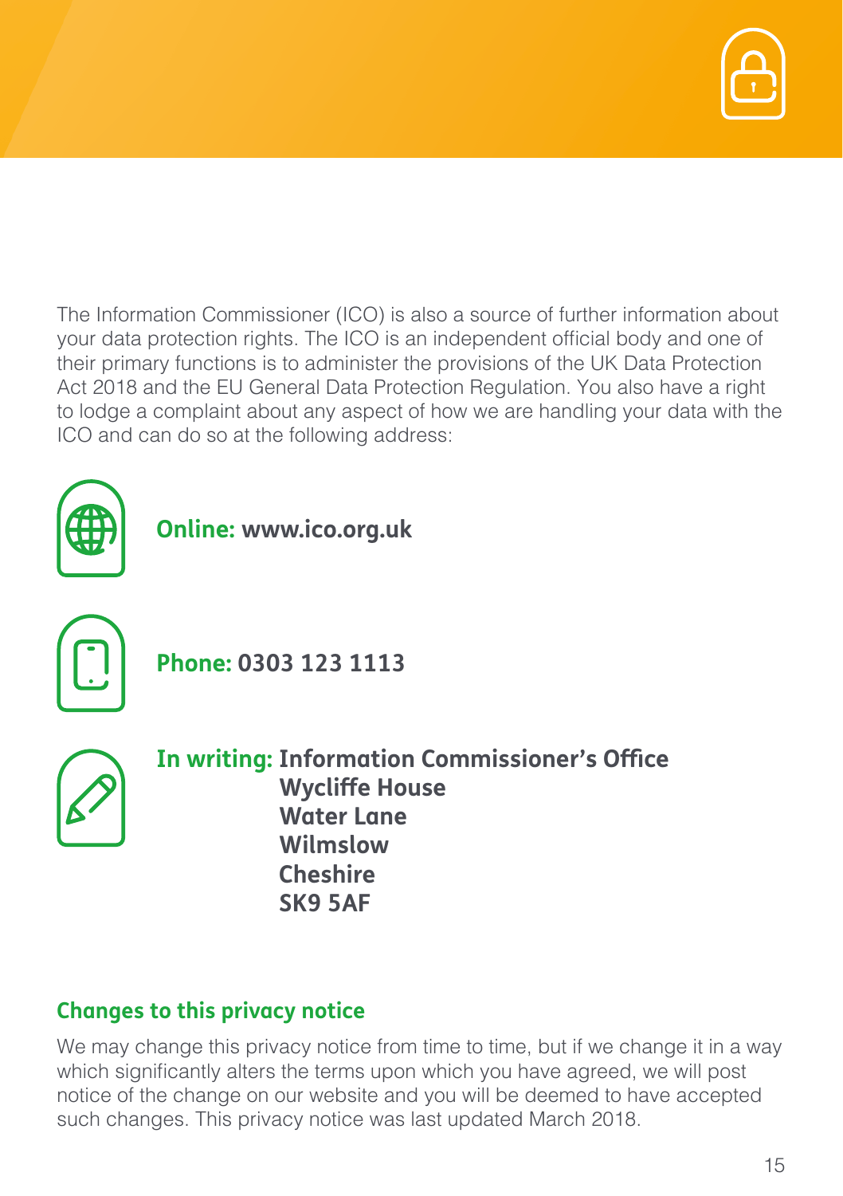The Information Commissioner (ICO) is also a source of further information about your data protection rights. The ICO is an independent official body and one of their primary functions is to administer the provisions of the UK Data Protection Act 2018 and the EU General Data Protection Regulation. You also have a right to lodge a complaint about any aspect of how we are handling your data with the ICO and can do so at the following address:

**Online: www.ico.org.uk**

**Phone: 0303 123 1113**

**In writing: Information Commissioner's Office**
**Wycliffe House**
**Water Lane**
**Wilmslow**
**Cheshire**
**SK9 5AF**

## Changes to this privacy notice

We may change this privacy notice from time to time, but if we change it in a way which significantly alters the terms upon which you have agreed, we will post notice of the change on our website and you will be deemed to have accepted such changes. This privacy notice was last updated March 2018.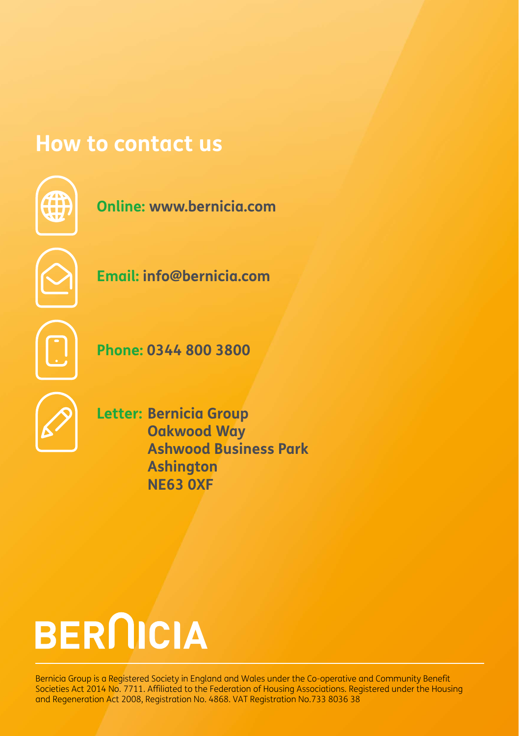## How to contact us

**Online:** **www.bernicia.com**

**Email:** **info@bernicia.com**

**Phone:** **0344 800 3800**

**Letter:** **Bernicia Group**
**Oakwood Way**
**Ashwood Business Park**
**Ashington**
**NE63 0XF**

BERNICIA

Bernicia Group is a Registered Society in England and Wales under the Co-operative and Community Benefit Societies Act 2014 No. 7711. Affiliated to the Federation of Housing Associations. Registered under the Housing and Regeneration Act 2008, Registration No. 4868. VAT Registration No.733 8036 38